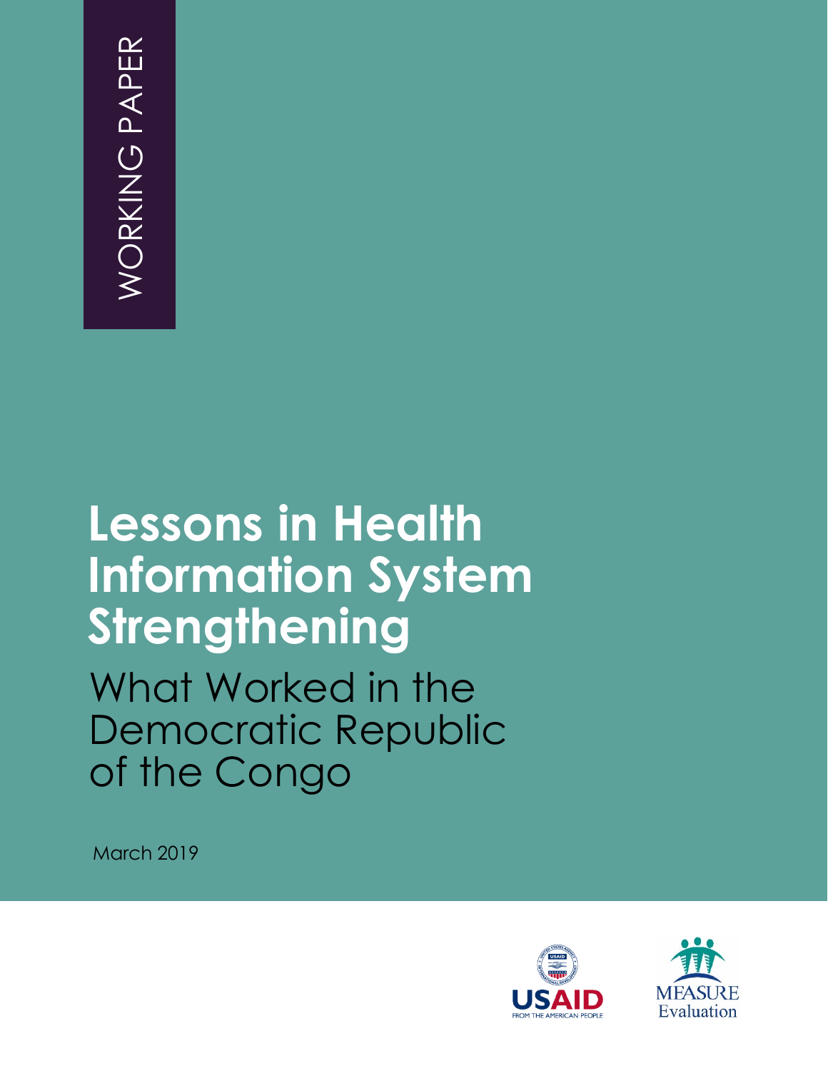WORKING PAPER

# Lessons in Health Information System Strengthening

## What Worked in the Democratic Republic of the Congo

March 2019

USAID FROM THE AMERICAN PEOPLE

MEASURE Evaluation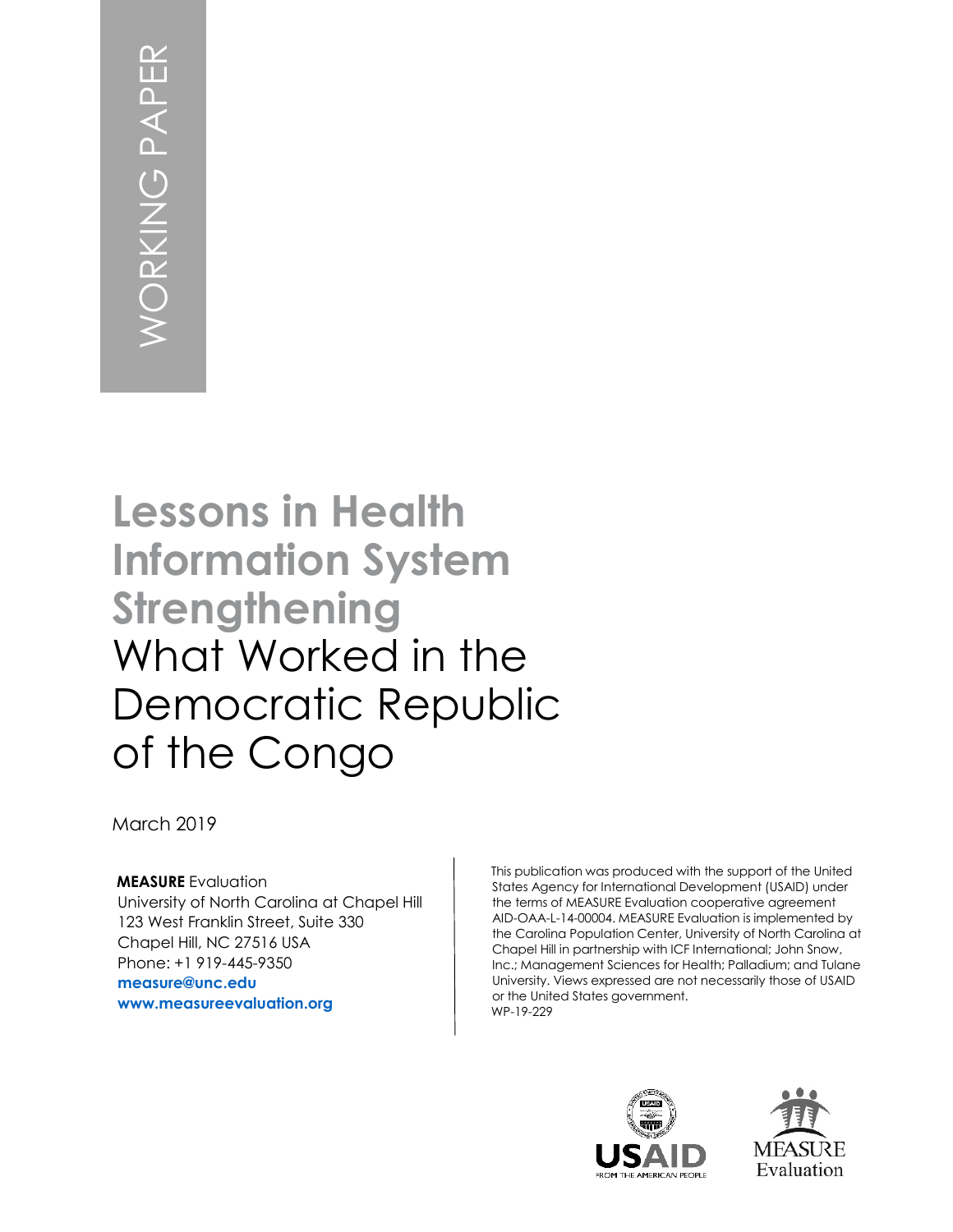WORKING PAPER

# Lessons in Health Information System Strengthening

## What Worked in the Democratic Republic of the Congo

March 2019

**MEASURE** Evaluation
University of North Carolina at Chapel Hill
123 West Franklin Street, Suite 330
Chapel Hill, NC 27516 USA
Phone: +1 919-445-9350
**measure@unc.edu**
**www.measureevaluation.org**

This publication was produced with the support of the United States Agency for International Development (USAID) under the terms of MEASURE Evaluation cooperative agreement AID-OAA-L-14-00004. MEASURE Evaluation is implemented by the Carolina Population Center, University of North Carolina at Chapel Hill in partnership with ICF International; John Snow, Inc.; Management Sciences for Health; Palladium; and Tulane University. Views expressed are not necessarily those of USAID or the United States government.
WP-19-229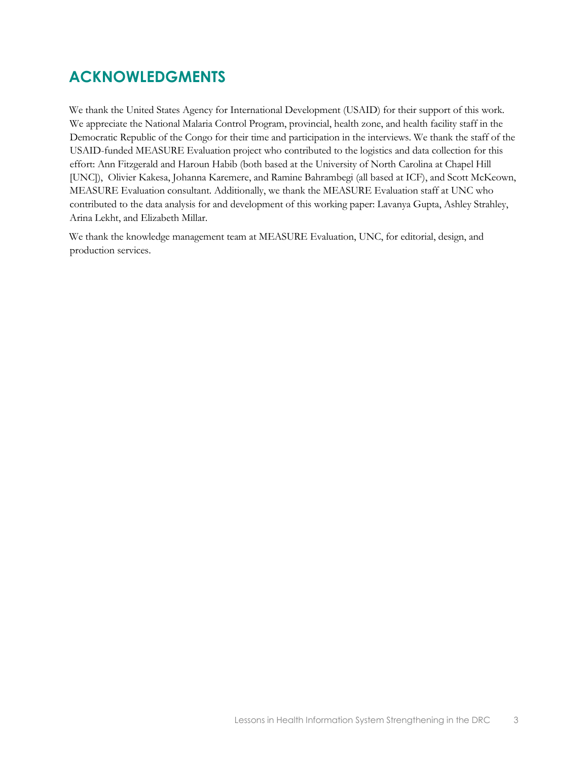## ACKNOWLEDGMENTS

We thank the United States Agency for International Development (USAID) for their support of this work. We appreciate the National Malaria Control Program, provincial, health zone, and health facility staff in the Democratic Republic of the Congo for their time and participation in the interviews. We thank the staff of the USAID-funded MEASURE Evaluation project who contributed to the logistics and data collection for this effort: Ann Fitzgerald and Haroun Habib (both based at the University of North Carolina at Chapel Hill [UNC]), Olivier Kakesa, Johanna Karemere, and Ramine Bahrambegi (all based at ICF), and Scott McKeown, MEASURE Evaluation consultant. Additionally, we thank the MEASURE Evaluation staff at UNC who contributed to the data analysis for and development of this working paper: Lavanya Gupta, Ashley Strahley, Arina Lekht, and Elizabeth Millar.

We thank the knowledge management team at MEASURE Evaluation, UNC, for editorial, design, and production services.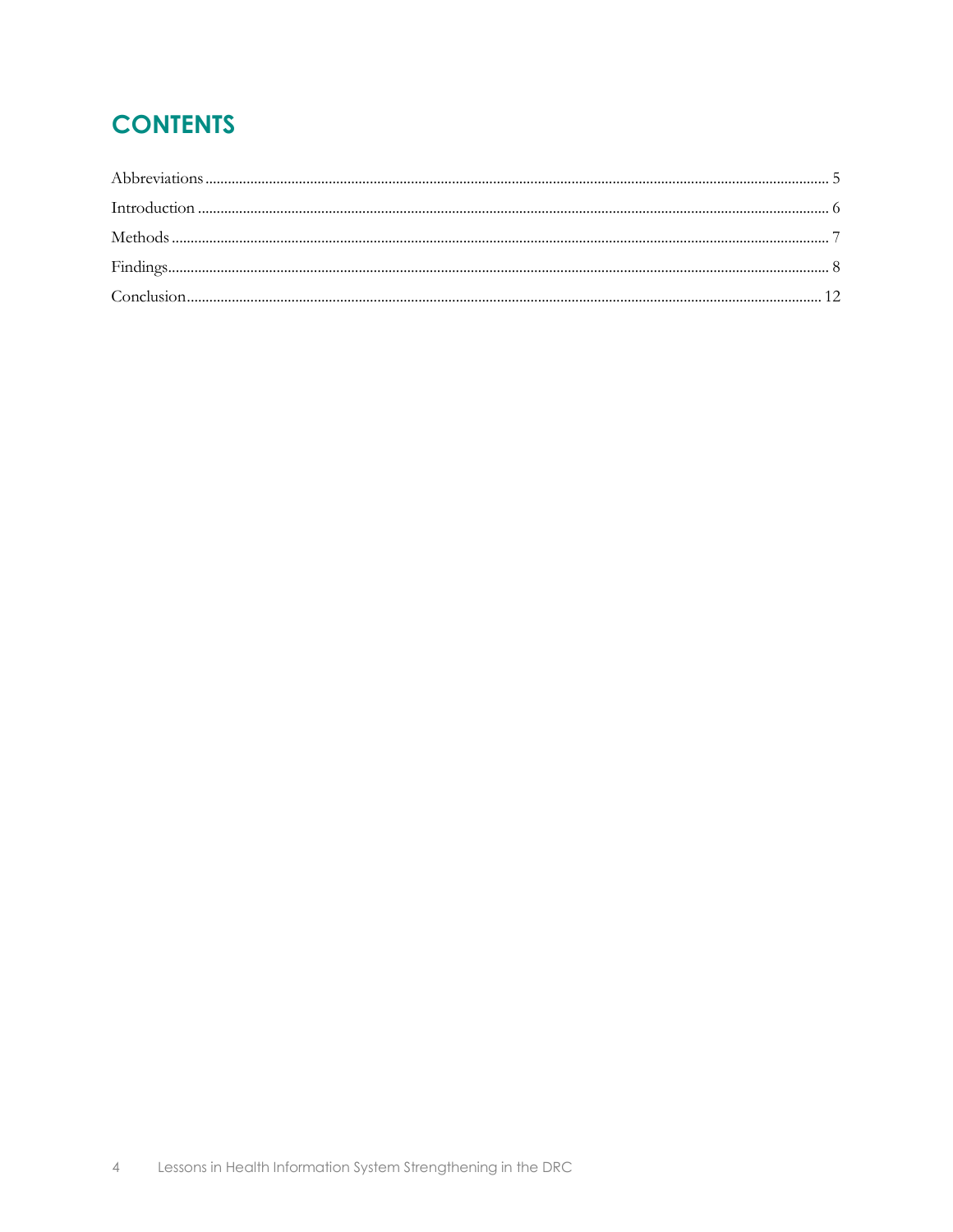## CONTENTS

Abbreviations ..................................................................................... 5

Introduction ..................................................................................... 6

Methods ..................................................................................... 7

Findings ..................................................................................... 8

Conclusion ..................................................................................... 12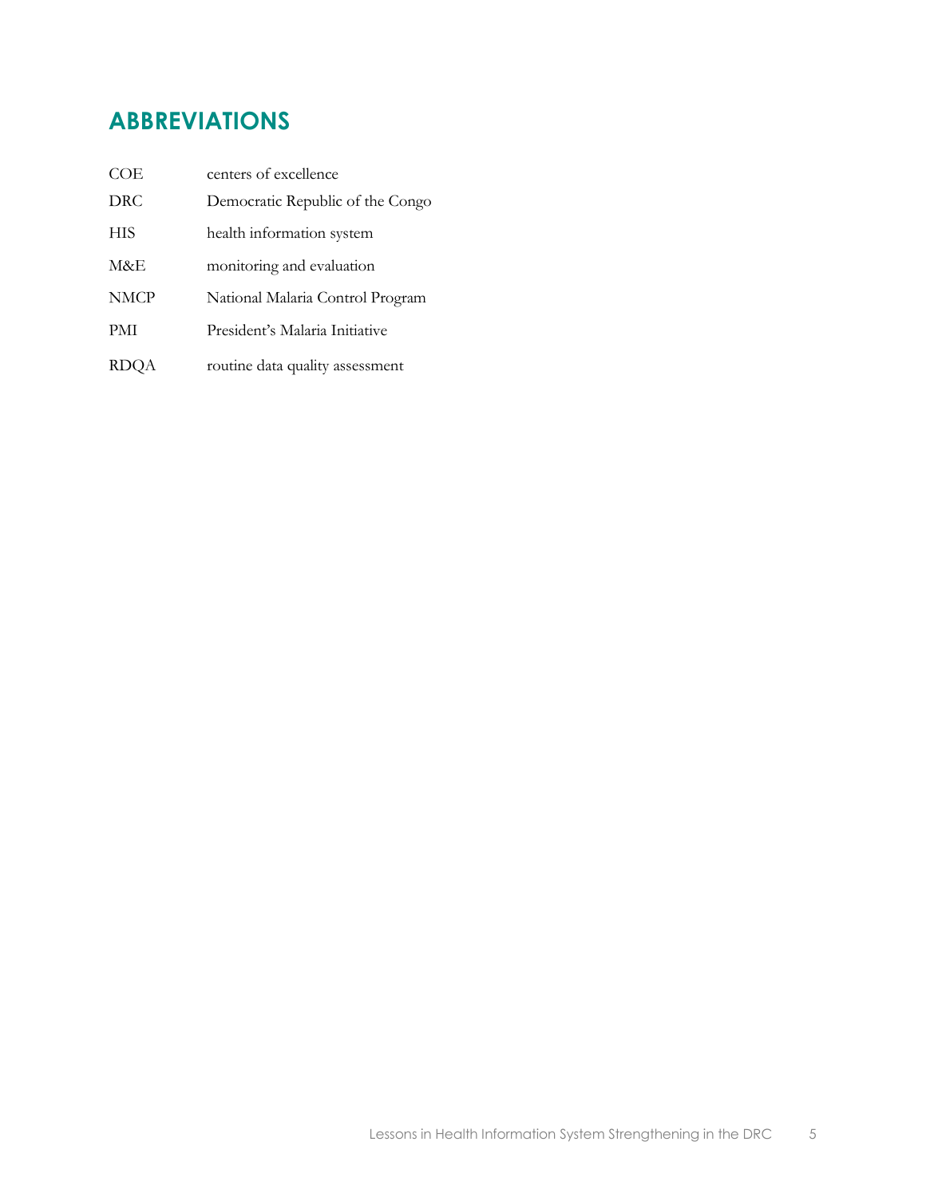# ABBREVIATIONS

| | |
|---|---|
| COE | centers of excellence |
| DRC | Democratic Republic of the Congo |
| HIS | health information system |
| M&E | monitoring and evaluation |
| NMCP | National Malaria Control Program |
| PMI | President's Malaria Initiative |
| RDQA | routine data quality assessment |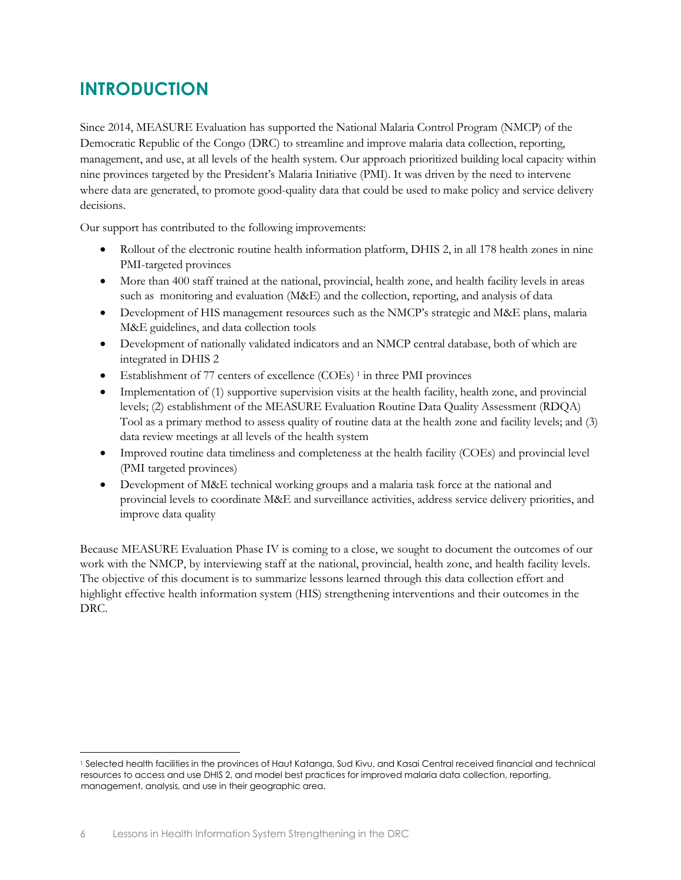# INTRODUCTION

Since 2014, MEASURE Evaluation has supported the National Malaria Control Program (NMCP) of the Democratic Republic of the Congo (DRC) to streamline and improve malaria data collection, reporting, management, and use, at all levels of the health system. Our approach prioritized building local capacity within nine provinces targeted by the President's Malaria Initiative (PMI). It was driven by the need to intervene where data are generated, to promote good-quality data that could be used to make policy and service delivery decisions.

Our support has contributed to the following improvements:

- Rollout of the electronic routine health information platform, DHIS 2, in all 178 health zones in nine PMI-targeted provinces
- More than 400 staff trained at the national, provincial, health zone, and health facility levels in areas such as monitoring and evaluation (M&E) and the collection, reporting, and analysis of data
- Development of HIS management resources such as the NMCP's strategic and M&E plans, malaria M&E guidelines, and data collection tools
- Development of nationally validated indicators and an NMCP central database, both of which are integrated in DHIS 2
- Establishment of 77 centers of excellence (COEs) [1] in three PMI provinces
- Implementation of (1) supportive supervision visits at the health facility, health zone, and provincial levels; (2) establishment of the MEASURE Evaluation Routine Data Quality Assessment (RDQA) Tool as a primary method to assess quality of routine data at the health zone and facility levels; and (3) data review meetings at all levels of the health system
- Improved routine data timeliness and completeness at the health facility (COEs) and provincial level (PMI targeted provinces)
- Development of M&E technical working groups and a malaria task force at the national and provincial levels to coordinate M&E and surveillance activities, address service delivery priorities, and improve data quality

Because MEASURE Evaluation Phase IV is coming to a close, we sought to document the outcomes of our work with the NMCP, by interviewing staff at the national, provincial, health zone, and health facility levels. The objective of this document is to summarize lessons learned through this data collection effort and highlight effective health information system (HIS) strengthening interventions and their outcomes in the DRC.

---

[1] Selected health facilities in the provinces of Haut Katanga, Sud Kivu, and Kasai Central received financial and technical resources to access and use DHIS 2, and model best practices for improved malaria data collection, reporting, management, analysis, and use in their geographic area.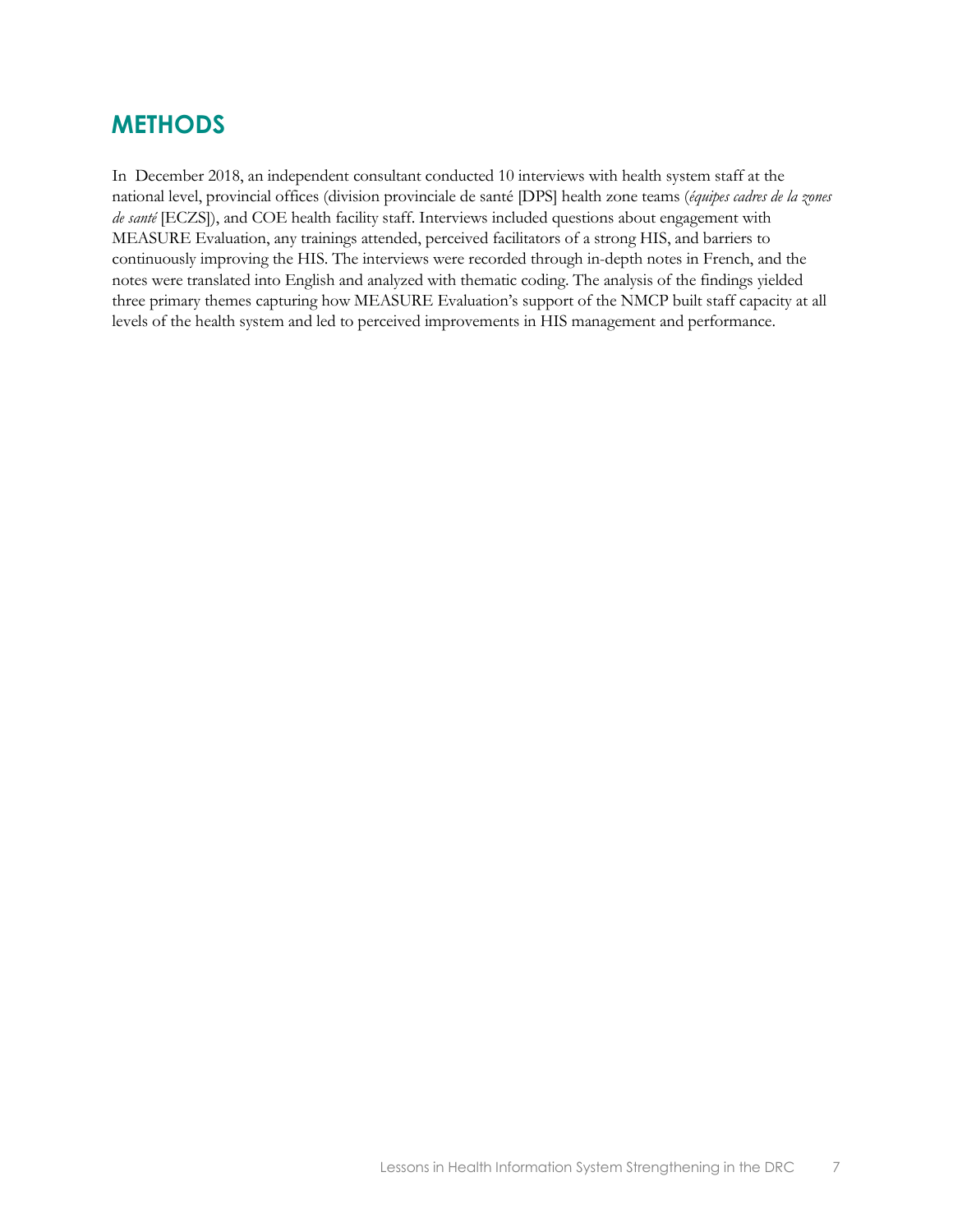## METHODS

In December 2018, an independent consultant conducted 10 interviews with health system staff at the national level, provincial offices (division provinciale de santé [DPS] health zone teams (*équipes cadres de la zones de santé* [ECZS]), and COE health facility staff. Interviews included questions about engagement with MEASURE Evaluation, any trainings attended, perceived facilitators of a strong HIS, and barriers to continuously improving the HIS. The interviews were recorded through in-depth notes in French, and the notes were translated into English and analyzed with thematic coding. The analysis of the findings yielded three primary themes capturing how MEASURE Evaluation's support of the NMCP built staff capacity at all levels of the health system and led to perceived improvements in HIS management and performance.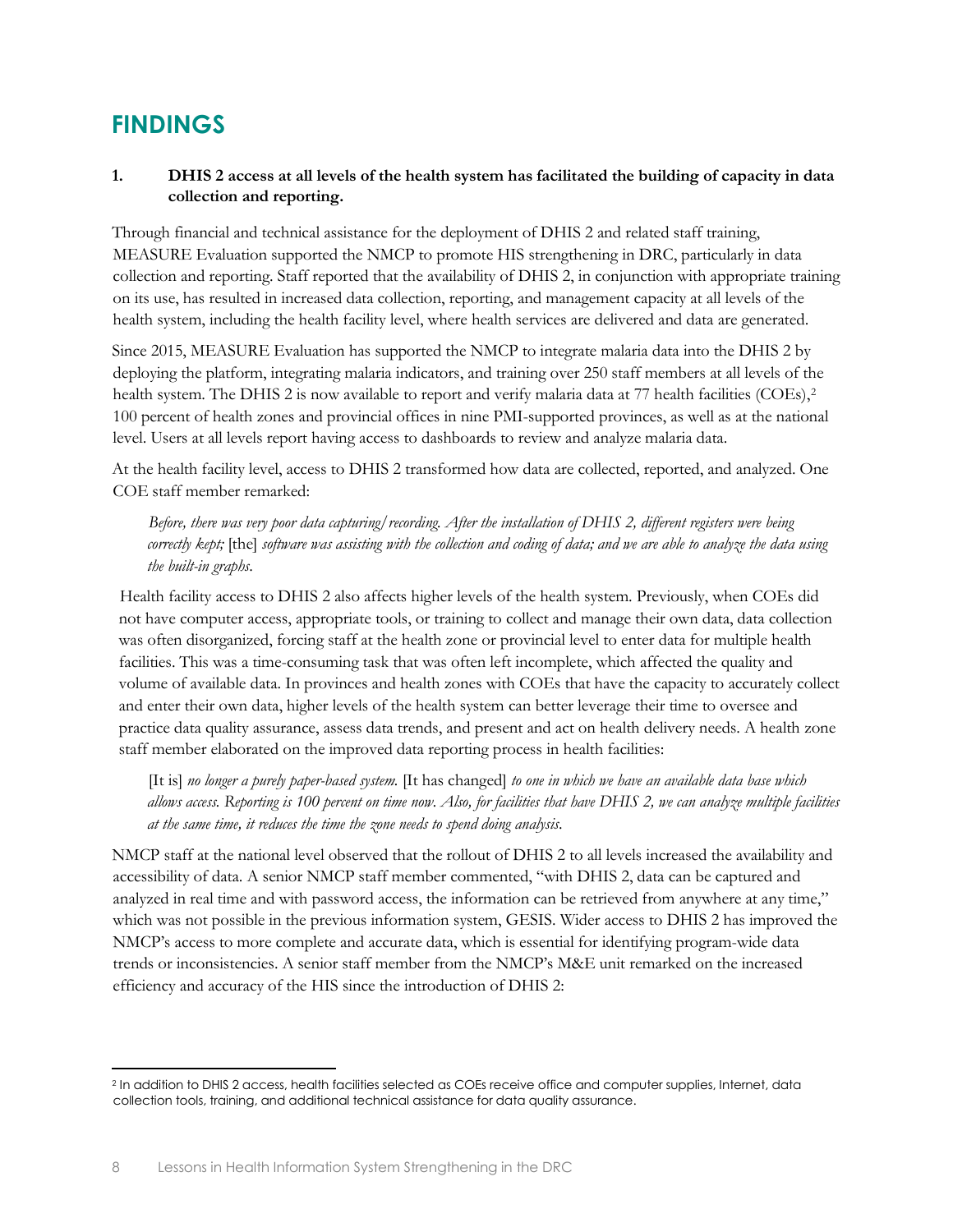# FINDINGS

**1. DHIS 2 access at all levels of the health system has facilitated the building of capacity in data collection and reporting.**

Through financial and technical assistance for the deployment of DHIS 2 and related staff training, MEASURE Evaluation supported the NMCP to promote HIS strengthening in DRC, particularly in data collection and reporting. Staff reported that the availability of DHIS 2, in conjunction with appropriate training on its use, has resulted in increased data collection, reporting, and management capacity at all levels of the health system, including the health facility level, where health services are delivered and data are generated.

Since 2015, MEASURE Evaluation has supported the NMCP to integrate malaria data into the DHIS 2 by deploying the platform, integrating malaria indicators, and training over 250 staff members at all levels of the health system. The DHIS 2 is now available to report and verify malaria data at 77 health facilities (COEs),[2] 100 percent of health zones and provincial offices in nine PMI-supported provinces, as well as at the national level. Users at all levels report having access to dashboards to review and analyze malaria data.

At the health facility level, access to DHIS 2 transformed how data are collected, reported, and analyzed. One COE staff member remarked:

> *Before, there was very poor data capturing/recording. After the installation of DHIS 2, different registers were being correctly kept;* [the] *software was assisting with the collection and coding of data; and we are able to analyze the data using the built-in graphs.*

Health facility access to DHIS 2 also affects higher levels of the health system. Previously, when COEs did not have computer access, appropriate tools, or training to collect and manage their own data, data collection was often disorganized, forcing staff at the health zone or provincial level to enter data for multiple health facilities. This was a time-consuming task that was often left incomplete, which affected the quality and volume of available data. In provinces and health zones with COEs that have the capacity to accurately collect and enter their own data, higher levels of the health system can better leverage their time to oversee and practice data quality assurance, assess data trends, and present and act on health delivery needs. A health zone staff member elaborated on the improved data reporting process in health facilities:

> [It is] *no longer a purely paper-based system.* [It has changed] *to one in which we have an available data base which allows access. Reporting is 100 percent on time now. Also, for facilities that have DHIS 2, we can analyze multiple facilities at the same time, it reduces the time the zone needs to spend doing analysis.*

NMCP staff at the national level observed that the rollout of DHIS 2 to all levels increased the availability and accessibility of data. A senior NMCP staff member commented, "with DHIS 2, data can be captured and analyzed in real time and with password access, the information can be retrieved from anywhere at any time," which was not possible in the previous information system, GESIS. Wider access to DHIS 2 has improved the NMCP's access to more complete and accurate data, which is essential for identifying program-wide data trends or inconsistencies. A senior staff member from the NMCP's M&E unit remarked on the increased efficiency and accuracy of the HIS since the introduction of DHIS 2:

---

[2] In addition to DHIS 2 access, health facilities selected as COEs receive office and computer supplies, Internet, data collection tools, training, and additional technical assistance for data quality assurance.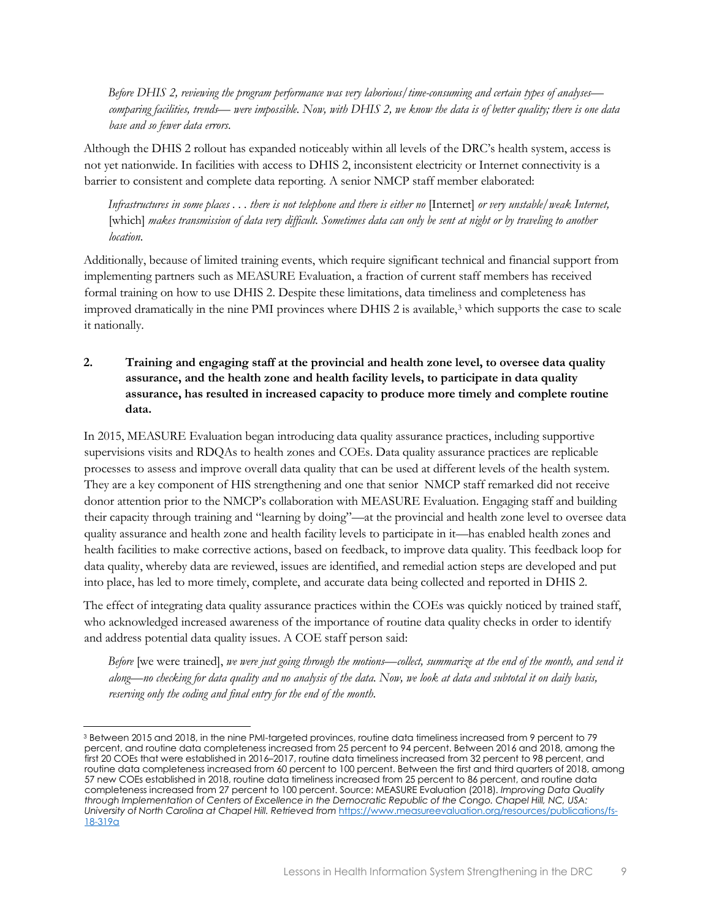*Before DHIS 2, reviewing the program performance was very laborious/time-consuming and certain types of analyses—comparing facilities, trends— were impossible. Now, with DHIS 2, we know the data is of better quality; there is one data base and so fewer data errors.*

Although the DHIS 2 rollout has expanded noticeably within all levels of the DRC's health system, access is not yet nationwide. In facilities with access to DHIS 2, inconsistent electricity or Internet connectivity is a barrier to consistent and complete data reporting. A senior NMCP staff member elaborated:

*Infrastructures in some places . . . there is not telephone and there is either no* [Internet] *or very unstable/weak Internet,* [which] *makes transmission of data very difficult. Sometimes data can only be sent at night or by traveling to another location.*

Additionally, because of limited training events, which require significant technical and financial support from implementing partners such as MEASURE Evaluation, a fraction of current staff members has received formal training on how to use DHIS 2. Despite these limitations, data timeliness and completeness has improved dramatically in the nine PMI provinces where DHIS 2 is available,[3] which supports the case to scale it nationally.

**2. Training and engaging staff at the provincial and health zone level, to oversee data quality assurance, and the health zone and health facility levels, to participate in data quality assurance, has resulted in increased capacity to produce more timely and complete routine data.**

In 2015, MEASURE Evaluation began introducing data quality assurance practices, including supportive supervisions visits and RDQAs to health zones and COEs. Data quality assurance practices are replicable processes to assess and improve overall data quality that can be used at different levels of the health system. They are a key component of HIS strengthening and one that senior NMCP staff remarked did not receive donor attention prior to the NMCP's collaboration with MEASURE Evaluation. Engaging staff and building their capacity through training and "learning by doing"—at the provincial and health zone level to oversee data quality assurance and health zone and health facility levels to participate in it—has enabled health zones and health facilities to make corrective actions, based on feedback, to improve data quality. This feedback loop for data quality, whereby data are reviewed, issues are identified, and remedial action steps are developed and put into place, has led to more timely, complete, and accurate data being collected and reported in DHIS 2.

The effect of integrating data quality assurance practices within the COEs was quickly noticed by trained staff, who acknowledged increased awareness of the importance of routine data quality checks in order to identify and address potential data quality issues. A COE staff person said:

*Before* [we were trained], *we were just going through the motions—collect, summarize at the end of the month, and send it along—no checking for data quality and no analysis of the data. Now, we look at data and subtotal it on daily basis, reserving only the coding and final entry for the end of the month.*

---

[3] Between 2015 and 2018, in the nine PMI-targeted provinces, routine data timeliness increased from 9 percent to 79 percent, and routine data completeness increased from 25 percent to 94 percent. Between 2016 and 2018, among the first 20 COEs that were established in 2016–2017, routine data timeliness increased from 32 percent to 98 percent, and routine data completeness increased from 60 percent to 100 percent. Between the first and third quarters of 2018, among 57 new COEs established in 2018, routine data timeliness increased from 25 percent to 86 percent, and routine data completeness increased from 27 percent to 100 percent. Source: MEASURE Evaluation (2018). *Improving Data Quality through Implementation of Centers of Excellence in the Democratic Republic of the Congo. Chapel Hill, NC, USA: University of North Carolina at Chapel Hill. Retrieved from* https://www.measureevaluation.org/resources/publications/fs-18-319a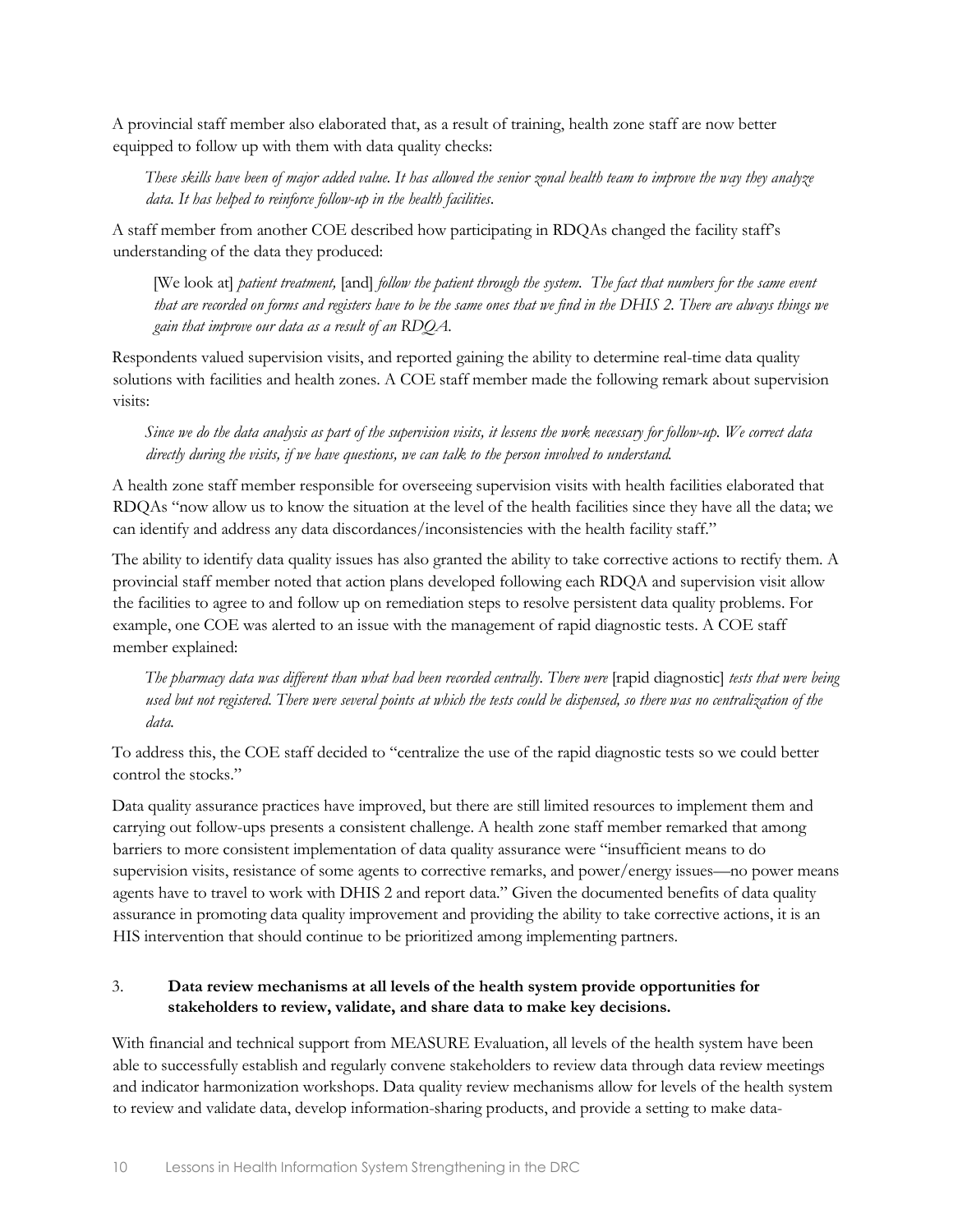A provincial staff member also elaborated that, as a result of training, health zone staff are now better equipped to follow up with them with data quality checks:

> *These skills have been of major added value. It has allowed the senior zonal health team to improve the way they analyze data. It has helped to reinforce follow-up in the health facilities*.

A staff member from another COE described how participating in RDQAs changed the facility staff's understanding of the data they produced:

> [We look at] *patient treatment,* [and] *follow the patient through the system. The fact that numbers for the same event that are recorded on forms and registers have to be the same ones that we find in the DHIS 2. There are always things we gain that improve our data as a result of an RDQA.*

Respondents valued supervision visits, and reported gaining the ability to determine real-time data quality solutions with facilities and health zones. A COE staff member made the following remark about supervision visits:

> *Since we do the data analysis as part of the supervision visits, it lessens the work necessary for follow-up. We correct data directly during the visits, if we have questions, we can talk to the person involved to understand.*

A health zone staff member responsible for overseeing supervision visits with health facilities elaborated that RDQAs "now allow us to know the situation at the level of the health facilities since they have all the data; we can identify and address any data discordances/inconsistencies with the health facility staff."

The ability to identify data quality issues has also granted the ability to take corrective actions to rectify them. A provincial staff member noted that action plans developed following each RDQA and supervision visit allow the facilities to agree to and follow up on remediation steps to resolve persistent data quality problems. For example, one COE was alerted to an issue with the management of rapid diagnostic tests. A COE staff member explained:

> *The pharmacy data was different than what had been recorded centrally. There were* [rapid diagnostic] *tests that were being used but not registered. There were several points at which the tests could be dispensed, so there was no centralization of the data.*

To address this, the COE staff decided to "centralize the use of the rapid diagnostic tests so we could better control the stocks."

Data quality assurance practices have improved, but there are still limited resources to implement them and carrying out follow-ups presents a consistent challenge. A health zone staff member remarked that among barriers to more consistent implementation of data quality assurance were "insufficient means to do supervision visits, resistance of some agents to corrective remarks, and power/energy issues—no power means agents have to travel to work with DHIS 2 and report data." Given the documented benefits of data quality assurance in promoting data quality improvement and providing the ability to take corrective actions, it is an HIS intervention that should continue to be prioritized among implementing partners.

3. **Data review mechanisms at all levels of the health system provide opportunities for stakeholders to review, validate, and share data to make key decisions.**

With financial and technical support from MEASURE Evaluation, all levels of the health system have been able to successfully establish and regularly convene stakeholders to review data through data review meetings and indicator harmonization workshops. Data quality review mechanisms allow for levels of the health system to review and validate data, develop information-sharing products, and provide a setting to make data-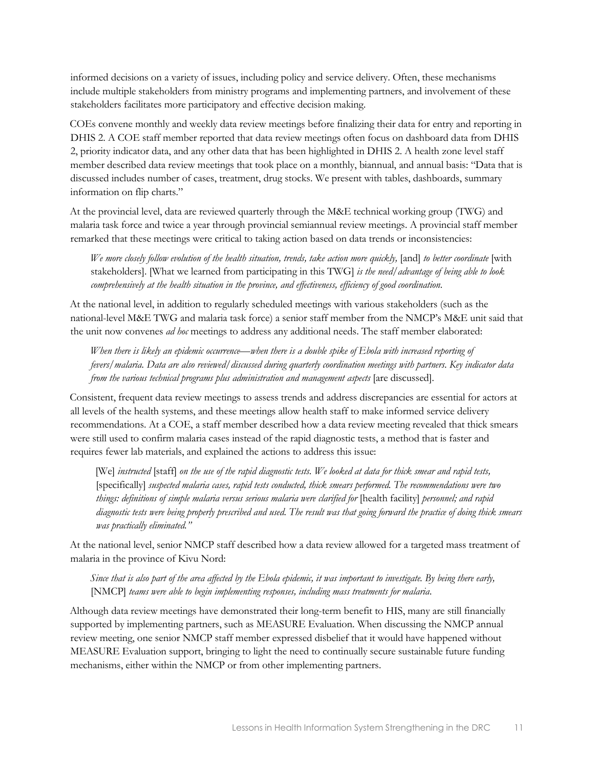informed decisions on a variety of issues, including policy and service delivery. Often, these mechanisms include multiple stakeholders from ministry programs and implementing partners, and involvement of these stakeholders facilitates more participatory and effective decision making.

COEs convene monthly and weekly data review meetings before finalizing their data for entry and reporting in DHIS 2. A COE staff member reported that data review meetings often focus on dashboard data from DHIS 2, priority indicator data, and any other data that has been highlighted in DHIS 2. A health zone level staff member described data review meetings that took place on a monthly, biannual, and annual basis: "Data that is discussed includes number of cases, treatment, drug stocks. We present with tables, dashboards, summary information on flip charts."

At the provincial level, data are reviewed quarterly through the M&E technical working group (TWG) and malaria task force and twice a year through provincial semiannual review meetings. A provincial staff member remarked that these meetings were critical to taking action based on data trends or inconsistencies:

> *We more closely follow evolution of the health situation, trends, take action more quickly,* [and] *to better coordinate* [with stakeholders]. [What we learned from participating in this TWG] *is the need/advantage of being able to look comprehensively at the health situation in the province, and effectiveness, efficiency of good coordination.*

At the national level, in addition to regularly scheduled meetings with various stakeholders (such as the national-level M&E TWG and malaria task force) a senior staff member from the NMCP's M&E unit said that the unit now convenes *ad hoc* meetings to address any additional needs. The staff member elaborated:

> *When there is likely an epidemic occurrence—when there is a double spike of Ebola with increased reporting of fevers/malaria. Data are also reviewed/discussed during quarterly coordination meetings with partners. Key indicator data from the various technical programs plus administration and management aspects* [are discussed].

Consistent, frequent data review meetings to assess trends and address discrepancies are essential for actors at all levels of the health systems, and these meetings allow health staff to make informed service delivery recommendations. At a COE, a staff member described how a data review meeting revealed that thick smears were still used to confirm malaria cases instead of the rapid diagnostic tests, a method that is faster and requires fewer lab materials, and explained the actions to address this issue:

> [We] *instructed* [staff] *on the use of the rapid diagnostic tests. We looked at data for thick smear and rapid tests,* [specifically] *suspected malaria cases, rapid tests conducted, thick smears performed. The recommendations were two things: definitions of simple malaria versus serious malaria were clarified for* [health facility] *personnel; and rapid diagnostic tests were being properly prescribed and used. The result was that going forward the practice of doing thick smears was practically eliminated."*

At the national level, senior NMCP staff described how a data review allowed for a targeted mass treatment of malaria in the province of Kivu Nord:

> *Since that is also part of the area affected by the Ebola epidemic, it was important to investigate. By being there early,* [NMCP] *teams were able to begin implementing responses, including mass treatments for malaria.*

Although data review meetings have demonstrated their long-term benefit to HIS, many are still financially supported by implementing partners, such as MEASURE Evaluation. When discussing the NMCP annual review meeting, one senior NMCP staff member expressed disbelief that it would have happened without MEASURE Evaluation support, bringing to light the need to continually secure sustainable future funding mechanisms, either within the NMCP or from other implementing partners.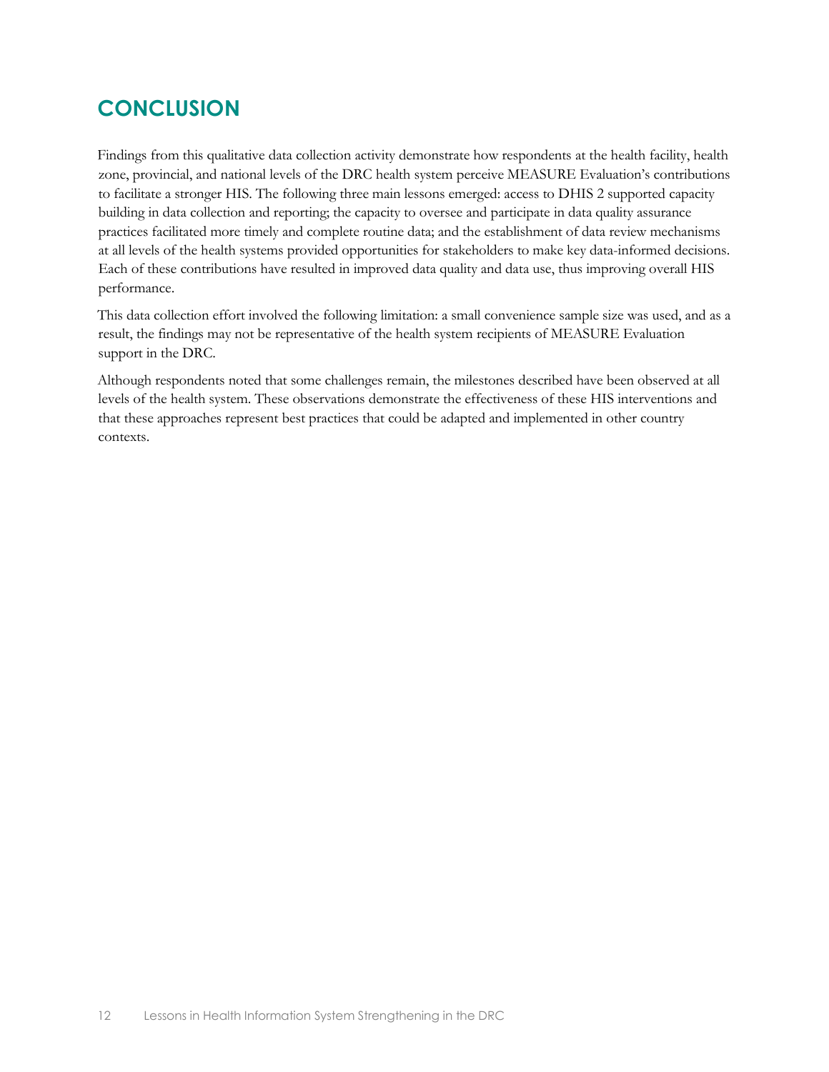# CONCLUSION

Findings from this qualitative data collection activity demonstrate how respondents at the health facility, health zone, provincial, and national levels of the DRC health system perceive MEASURE Evaluation's contributions to facilitate a stronger HIS. The following three main lessons emerged: access to DHIS 2 supported capacity building in data collection and reporting; the capacity to oversee and participate in data quality assurance practices facilitated more timely and complete routine data; and the establishment of data review mechanisms at all levels of the health systems provided opportunities for stakeholders to make key data-informed decisions. Each of these contributions have resulted in improved data quality and data use, thus improving overall HIS performance.

This data collection effort involved the following limitation: a small convenience sample size was used, and as a result, the findings may not be representative of the health system recipients of MEASURE Evaluation support in the DRC.

Although respondents noted that some challenges remain, the milestones described have been observed at all levels of the health system. These observations demonstrate the effectiveness of these HIS interventions and that these approaches represent best practices that could be adapted and implemented in other country contexts.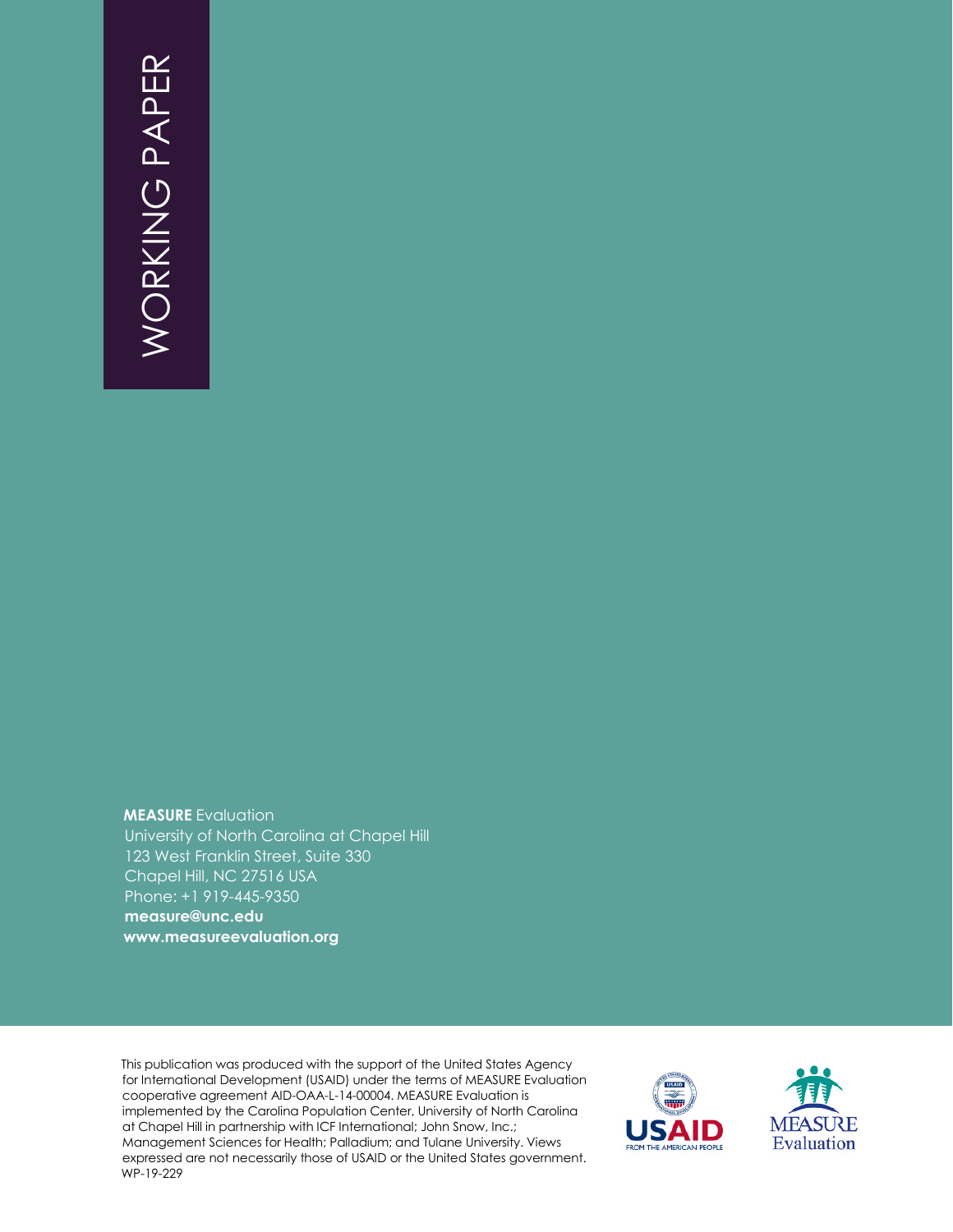WORKING PAPER

**MEASURE** Evaluation
University of North Carolina at Chapel Hill
123 West Franklin Street, Suite 330
Chapel Hill, NC 27516 USA
Phone: +1 919-445-9350
**measure@unc.edu**
**www.measureevaluation.org**

This publication was produced with the support of the United States Agency for International Development (USAID) under the terms of MEASURE Evaluation cooperative agreement AID-OAA-L-14-00004. MEASURE Evaluation is implemented by the Carolina Population Center, University of North Carolina at Chapel Hill in partnership with ICF International; John Snow, Inc.; Management Sciences for Health; Palladium; and Tulane University. Views expressed are not necessarily those of USAID or the United States government. WP-19-229

USAID FROM THE AMERICAN PEOPLE

MEASURE Evaluation